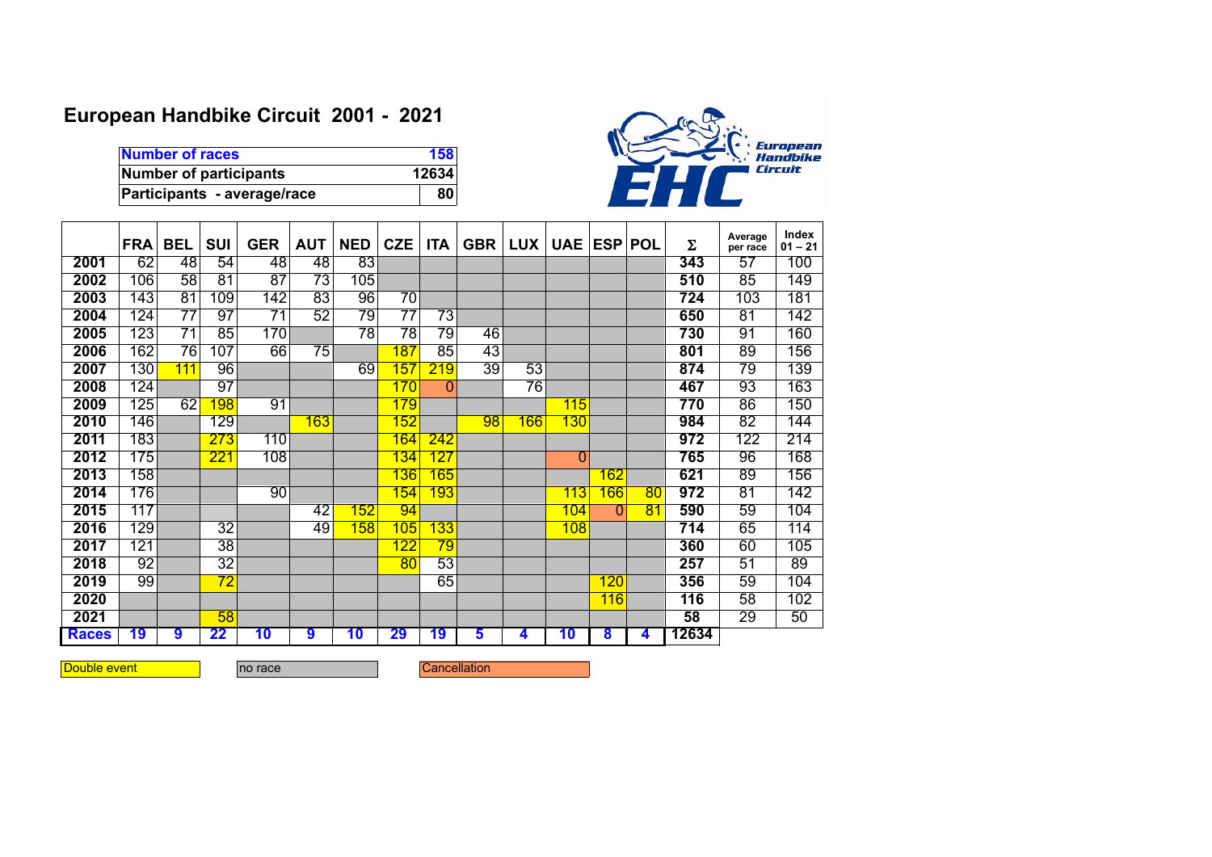# European Handbike Circuit 2001 - 2021

| | |
|---|---|
| **Number of races** | **158** |
| **Number of participants** | **12634** |
| **Participants - average/race** | **80** |

| | FRA | BEL | SUI | GER | AUT | NED | CZE | ITA | GBR | LUX | UAE | ESP | POL | Σ | Average per race | Index 01 – 21 |
|---|---|---|---|---|---|---|---|---|---|---|---|---|---|---|---|---|
| **2001** | 62 | 48 | 54 | 48 | 48 | 83 | | | | | | | | **343** | 57 | 100 |
| **2002** | 106 | 58 | 81 | 87 | 73 | 105 | | | | | | | | **510** | 85 | 149 |
| **2003** | 143 | 81 | 109 | 142 | 83 | 96 | 70 | | | | | | | **724** | 103 | 181 |
| **2004** | 124 | 77 | 97 | 71 | 52 | 79 | 77 | 73 | | | | | | **650** | 81 | 142 |
| **2005** | 123 | 71 | 85 | 170 | | 78 | 78 | 79 | 46 | | | | | **730** | 91 | 160 |
| **2006** | 162 | 76 | 107 | 66 | 75 | | 187 | 85 | 43 | | | | | **801** | 89 | 156 |
| **2007** | 130 | 111 | 96 | | | 69 | 157 | 219 | 39 | 53 | | | | **874** | 79 | 139 |
| **2008** | 124 | | 97 | | | | 170 | 0 | | 76 | | | | **467** | 93 | 163 |
| **2009** | 125 | 62 | 198 | 91 | | | 179 | | | | 115 | | | **770** | 86 | 150 |
| **2010** | 146 | | 129 | | 163 | | 152 | | 98 | 166 | 130 | | | **984** | 82 | 144 |
| **2011** | 183 | | 273 | 110 | | | 164 | 242 | | | | | | **972** | 122 | 214 |
| **2012** | 175 | | 221 | 108 | | | 134 | 127 | | | 0 | | | **765** | 96 | 168 |
| **2013** | 158 | | | | | | 136 | 165 | | | | 162 | | **621** | 89 | 156 |
| **2014** | 176 | | | 90 | | | 154 | 193 | | | 113 | 166 | 80 | **972** | 81 | 142 |
| **2015** | 117 | | | | 42 | 152 | 94 | | | | 104 | 0 | 81 | **590** | 59 | 104 |
| **2016** | 129 | | 32 | | 49 | 158 | 105 | 133 | | | 108 | | | **714** | 65 | 114 |
| **2017** | 121 | | 38 | | | | 122 | 79 | | | | | | **360** | 60 | 105 |
| **2018** | 92 | | 32 | | | | 80 | 53 | | | | | | **257** | 51 | 89 |
| **2019** | 99 | | 72 | | | | | 65 | | | | 120 | | **356** | 59 | 104 |
| **2020** | | | | | | | | | | | | 116 | | **116** | 58 | 102 |
| **2021** | | | 58 | | | | | | | | | | | **58** | 29 | 50 |
| **Races** | **19** | **9** | **22** | **10** | **9** | **10** | **29** | **19** | **5** | **4** | **10** | **8** | **4** | **12634** | | |

Double event | no race | Cancellation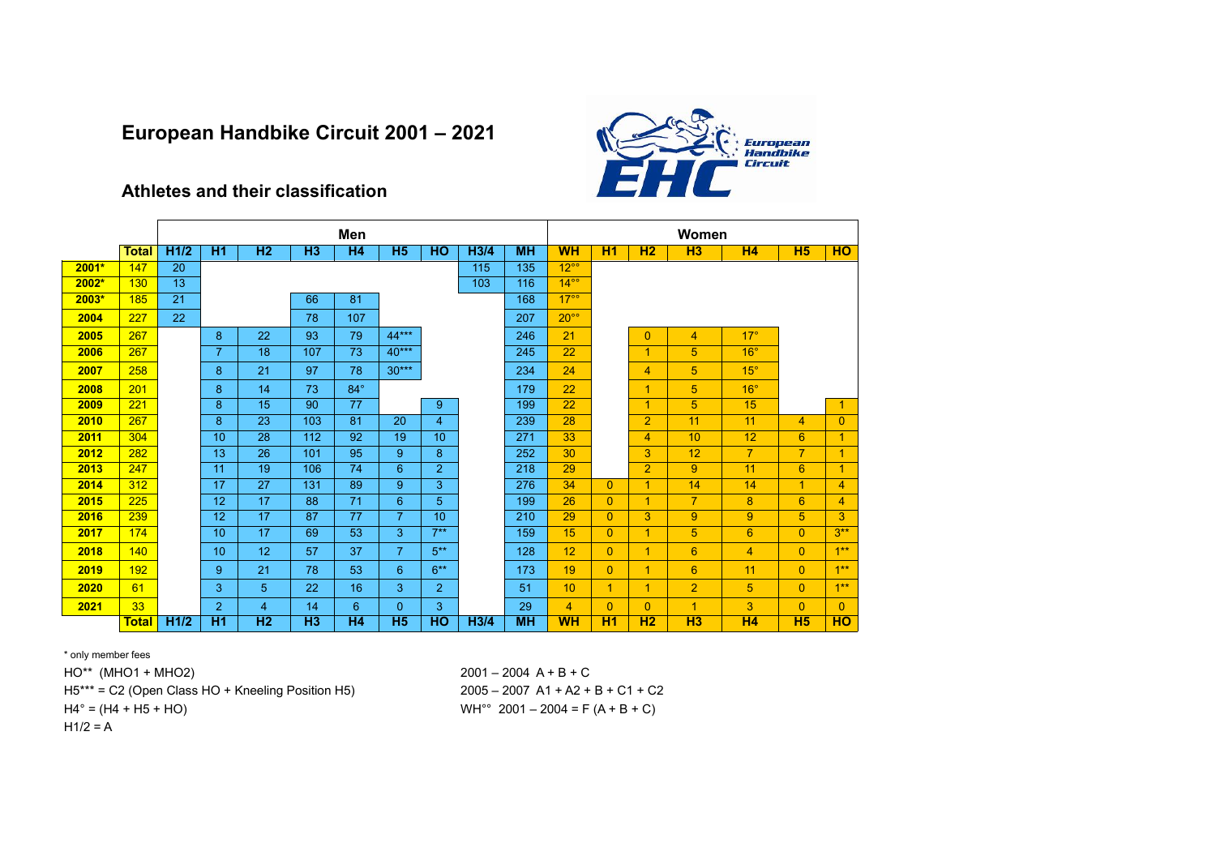# European Handbike Circuit 2001 – 2021

## Athletes and their classification

| | | Men | | | | | | | | | Women | | | | | | |
|---|---|---|---|---|---|---|---|---|---|---|---|---|---|---|---|---|---|
| | **Total** | **H1/2** | **H1** | **H2** | **H3** | **H4** | **H5** | **HO** | **H3/4** | **MH** | **WH** | **H1** | **H2** | **H3** | **H4** | **H5** | **HO** |
| **2001*** | 147 | 20 | | | | | | | 115 | 135 | 12°° | | | | | | |
| **2002*** | 130 | 13 | | | | | | | 103 | 116 | 14°° | | | | | | |
| **2003*** | 185 | 21 | | | 66 | 81 | | | | 168 | 17°° | | | | | | |
| **2004** | 227 | 22 | | | 78 | 107 | | | | 207 | 20°° | | | | | | |
| **2005** | 267 | | 8 | 22 | 93 | 79 | 44*** | | | 246 | 21 | | 0 | 4 | 17° | | |
| **2006** | 267 | | 7 | 18 | 107 | 73 | 40*** | | | 245 | 22 | | 1 | 5 | 16° | | |
| **2007** | 258 | | 8 | 21 | 97 | 78 | 30*** | | | 234 | 24 | | 4 | 5 | 15° | | |
| **2008** | 201 | | 8 | 14 | 73 | 84° | | | | 179 | 22 | | 1 | 5 | 16° | | |
| **2009** | 221 | | 8 | 15 | 90 | 77 | | 9 | | 199 | 22 | | 1 | 5 | 15 | | 1 |
| **2010** | 267 | | 8 | 23 | 103 | 81 | 20 | 4 | | 239 | 28 | | 2 | 11 | 11 | 4 | 0 |
| **2011** | 304 | | 10 | 28 | 112 | 92 | 19 | 10 | | 271 | 33 | | 4 | 10 | 12 | 6 | 1 |
| **2012** | 282 | | 13 | 26 | 101 | 95 | 9 | 8 | | 252 | 30 | | 3 | 12 | 7 | 7 | 1 |
| **2013** | 247 | | 11 | 19 | 106 | 74 | 6 | 2 | | 218 | 29 | | 2 | 9 | 11 | 6 | 1 |
| **2014** | 312 | | 17 | 27 | 131 | 89 | 9 | 3 | | 276 | 34 | 0 | 1 | 14 | 14 | 1 | 4 |
| **2015** | 225 | | 12 | 17 | 88 | 71 | 6 | 5 | | 199 | 26 | 0 | 1 | 7 | 8 | 6 | 4 |
| **2016** | 239 | | 12 | 17 | 87 | 77 | 7 | 10 | | 210 | 29 | 0 | 3 | 9 | 9 | 5 | 3 |
| **2017** | 174 | | 10 | 17 | 69 | 53 | 3 | 7** | | 159 | 15 | 0 | 1 | 5 | 6 | 0 | 3** |
| **2018** | 140 | | 10 | 12 | 57 | 37 | 7 | 5** | | 128 | 12 | 0 | 1 | 6 | 4 | 0 | 1** |
| **2019** | 192 | | 9 | 21 | 78 | 53 | 6 | 6** | | 173 | 19 | 0 | 1 | 6 | 11 | 0 | 1** |
| **2020** | 61 | | 3 | 5 | 22 | 16 | 3 | 2 | | 51 | 10 | 1 | 1 | 2 | 5 | 0 | 1** |
| **2021** | 33 | | 2 | 4 | 14 | 6 | 0 | 3 | | 29 | 4 | 0 | 0 | 1 | 3 | 0 | 0 |
| | **Total** | **H1/2** | **H1** | **H2** | **H3** | **H4** | **H5** | **HO** | **H3/4** | **MH** | **WH** | **H1** | **H2** | **H3** | **H4** | **H5** | **HO** |

\* only member fees

HO** (MHO1 + MHO2)

H5*** = C2 (Open Class HO + Kneeling Position H5)

H4° = (H4 + H5 + HO)

H1/2 = A

2001 – 2004 A + B + C

2005 – 2007 A1 + A2 + B + C1 + C2

WH°° 2001 – 2004 = F (A + B + C)